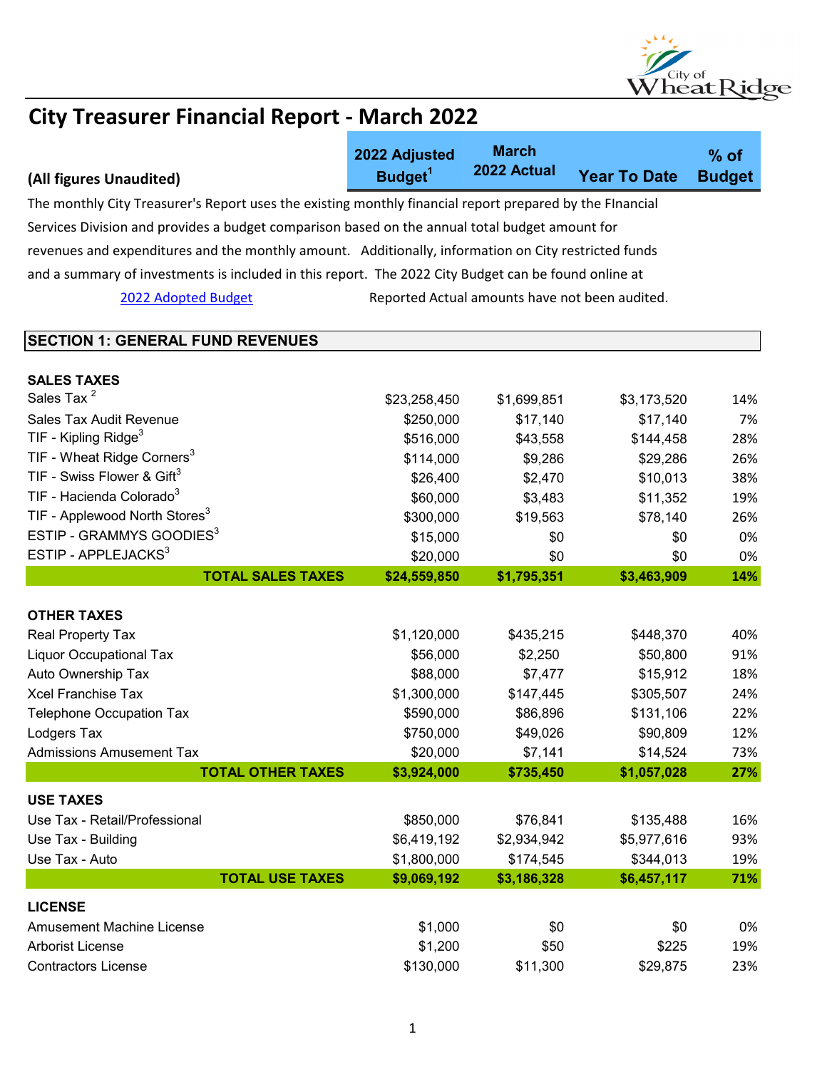# City Treasurer Financial Report - March 2022

**(All figures Unaudited)**

The monthly City Treasurer's Report uses the existing monthly financial report prepared by the FInancial Services Division and provides a budget comparison based on the annual total budget amount for revenues and expenditures and the monthly amount. Additionally, information on City restricted funds and a summary of investments is included in this report. The 2022 City Budget can be found online at

[2022 Adopted Budget] Reported Actual amounts have not been audited.

## SECTION 1: GENERAL FUND REVENUES

| | 2022 Adjusted Budget[1] | March 2022 Actual | Year To Date | % of Budget |
|---|---|---|---|---|
| **SALES TAXES** | | | | |
| Sales Tax [2] | $23,258,450 | $1,699,851 | $3,173,520 | 14% |
| Sales Tax Audit Revenue | $250,000 | $17,140 | $17,140 | 7% |
| TIF - Kipling Ridge[3] | $516,000 | $43,558 | $144,458 | 28% |
| TIF - Wheat Ridge Corners[3] | $114,000 | $9,286 | $29,286 | 26% |
| TIF - Swiss Flower & Gift[3] | $26,400 | $2,470 | $10,013 | 38% |
| TIF - Hacienda Colorado[3] | $60,000 | $3,483 | $11,352 | 19% |
| TIF - Applewood North Stores[3] | $300,000 | $19,563 | $78,140 | 26% |
| ESTIP - GRAMMYS GOODIES[3] | $15,000 | $0 | $0 | 0% |
| ESTIP - APPLEJACKS[3] | $20,000 | $0 | $0 | 0% |
| **TOTAL SALES TAXES** | **$24,559,850** | **$1,795,351** | **$3,463,909** | **14%** |
| **OTHER TAXES** | | | | |
| Real Property Tax | $1,120,000 | $435,215 | $448,370 | 40% |
| Liquor Occupational Tax | $56,000 | $2,250 | $50,800 | 91% |
| Auto Ownership Tax | $88,000 | $7,477 | $15,912 | 18% |
| Xcel Franchise Tax | $1,300,000 | $147,445 | $305,507 | 24% |
| Telephone Occupation Tax | $590,000 | $86,896 | $131,106 | 22% |
| Lodgers Tax | $750,000 | $49,026 | $90,809 | 12% |
| Admissions Amusement Tax | $20,000 | $7,141 | $14,524 | 73% |
| **TOTAL OTHER TAXES** | **$3,924,000** | **$735,450** | **$1,057,028** | **27%** |
| **USE TAXES** | | | | |
| Use Tax - Retail/Professional | $850,000 | $76,841 | $135,488 | 16% |
| Use Tax - Building | $6,419,192 | $2,934,942 | $5,977,616 | 93% |
| Use Tax - Auto | $1,800,000 | $174,545 | $344,013 | 19% |
| **TOTAL USE TAXES** | **$9,069,192** | **$3,186,328** | **$6,457,117** | **71%** |
| **LICENSE** | | | | |
| Amusement Machine License | $1,000 | $0 | $0 | 0% |
| Arborist License | $1,200 | $50 | $225 | 19% |
| Contractors License | $130,000 | $11,300 | $29,875 | 23% |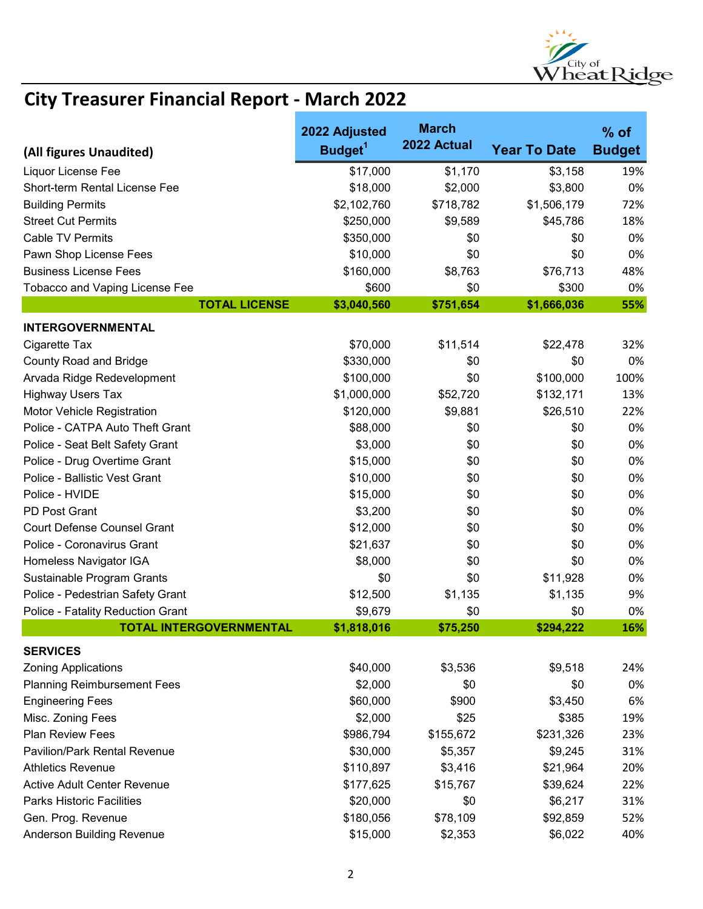# City Treasurer Financial Report - March 2022

| (All figures Unaudited) | 2022 Adjusted Budget[1] | March 2022 Actual | Year To Date | % of Budget |
|---|---|---|---|---|
| Liquor License Fee | $17,000 | $1,170 | $3,158 | 19% |
| Short-term Rental License Fee | $18,000 | $2,000 | $3,800 | 0% |
| Building Permits | $2,102,760 | $718,782 | $1,506,179 | 72% |
| Street Cut Permits | $250,000 | $9,589 | $45,786 | 18% |
| Cable TV Permits | $350,000 | $0 | $0 | 0% |
| Pawn Shop License Fees | $10,000 | $0 | $0 | 0% |
| Business License Fees | $160,000 | $8,763 | $76,713 | 48% |
| Tobacco and Vaping License Fee | $600 | $0 | $300 | 0% |
| **TOTAL LICENSE** | **$3,040,560** | **$751,654** | **$1,666,036** | **55%** |
| **INTERGOVERNMENTAL** | | | | |
| Cigarette Tax | $70,000 | $11,514 | $22,478 | 32% |
| County Road and Bridge | $330,000 | $0 | $0 | 0% |
| Arvada Ridge Redevelopment | $100,000 | $0 | $100,000 | 100% |
| Highway Users Tax | $1,000,000 | $52,720 | $132,171 | 13% |
| Motor Vehicle Registration | $120,000 | $9,881 | $26,510 | 22% |
| Police - CATPA Auto Theft Grant | $88,000 | $0 | $0 | 0% |
| Police - Seat Belt Safety Grant | $3,000 | $0 | $0 | 0% |
| Police - Drug Overtime Grant | $15,000 | $0 | $0 | 0% |
| Police - Ballistic Vest Grant | $10,000 | $0 | $0 | 0% |
| Police - HVIDE | $15,000 | $0 | $0 | 0% |
| PD Post Grant | $3,200 | $0 | $0 | 0% |
| Court Defense Counsel Grant | $12,000 | $0 | $0 | 0% |
| Police - Coronavirus Grant | $21,637 | $0 | $0 | 0% |
| Homeless Navigator IGA | $8,000 | $0 | $0 | 0% |
| Sustainable Program Grants | $0 | $0 | $11,928 | 0% |
| Police - Pedestrian Safety Grant | $12,500 | $1,135 | $1,135 | 9% |
| Police - Fatality Reduction Grant | $9,679 | $0 | $0 | 0% |
| **TOTAL INTERGOVERNMENTAL** | **$1,818,016** | **$75,250** | **$294,222** | **16%** |
| **SERVICES** | | | | |
| Zoning Applications | $40,000 | $3,536 | $9,518 | 24% |
| Planning Reimbursement Fees | $2,000 | $0 | $0 | 0% |
| Engineering Fees | $60,000 | $900 | $3,450 | 6% |
| Misc. Zoning Fees | $2,000 | $25 | $385 | 19% |
| Plan Review Fees | $986,794 | $155,672 | $231,326 | 23% |
| Pavilion/Park Rental Revenue | $30,000 | $5,357 | $9,245 | 31% |
| Athletics Revenue | $110,897 | $3,416 | $21,964 | 20% |
| Active Adult Center Revenue | $177,625 | $15,767 | $39,624 | 22% |
| Parks Historic Facilities | $20,000 | $0 | $6,217 | 31% |
| Gen. Prog. Revenue | $180,056 | $78,109 | $92,859 | 52% |
| Anderson Building Revenue | $15,000 | $2,353 | $6,022 | 40% |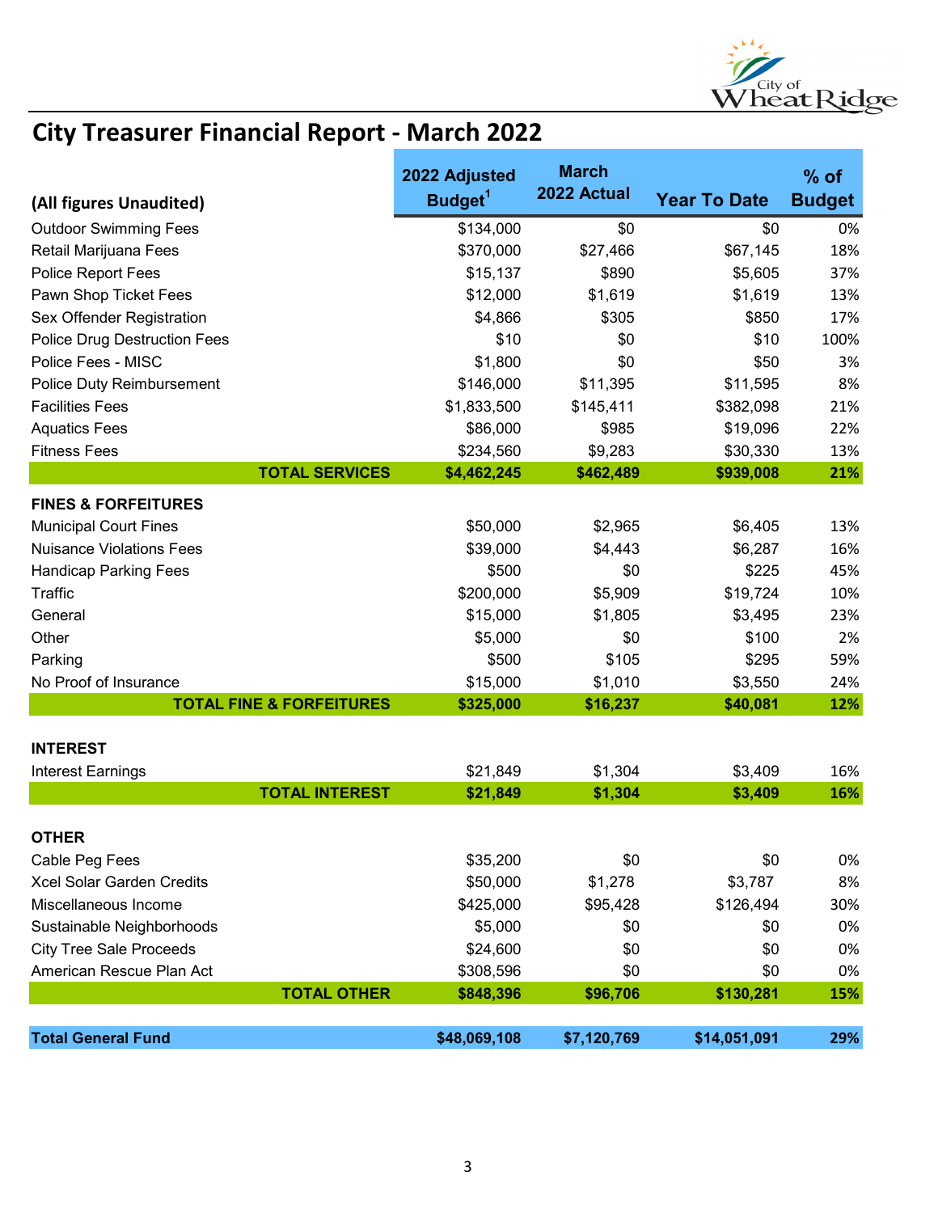# City Treasurer Financial Report - March 2022

| (All figures Unaudited) | 2022 Adjusted Budget[1] | March 2022 Actual | Year To Date | % of Budget |
|---|---|---|---|---|
| Outdoor Swimming Fees | $134,000 | $0 | $0 | 0% |
| Retail Marijuana Fees | $370,000 | $27,466 | $67,145 | 18% |
| Police Report Fees | $15,137 | $890 | $5,605 | 37% |
| Pawn Shop Ticket Fees | $12,000 | $1,619 | $1,619 | 13% |
| Sex Offender Registration | $4,866 | $305 | $850 | 17% |
| Police Drug Destruction Fees | $10 | $0 | $10 | 100% |
| Police Fees - MISC | $1,800 | $0 | $50 | 3% |
| Police Duty Reimbursement | $146,000 | $11,395 | $11,595 | 8% |
| Facilities Fees | $1,833,500 | $145,411 | $382,098 | 21% |
| Aquatics Fees | $86,000 | $985 | $19,096 | 22% |
| Fitness Fees | $234,560 | $9,283 | $30,330 | 13% |
| **TOTAL SERVICES** | **$4,462,245** | **$462,489** | **$939,008** | **21%** |
| **FINES & FORFEITURES** | | | | |
| Municipal Court Fines | $50,000 | $2,965 | $6,405 | 13% |
| Nuisance Violations Fees | $39,000 | $4,443 | $6,287 | 16% |
| Handicap Parking Fees | $500 | $0 | $225 | 45% |
| Traffic | $200,000 | $5,909 | $19,724 | 10% |
| General | $15,000 | $1,805 | $3,495 | 23% |
| Other | $5,000 | $0 | $100 | 2% |
| Parking | $500 | $105 | $295 | 59% |
| No Proof of Insurance | $15,000 | $1,010 | $3,550 | 24% |
| **TOTAL FINE & FORFEITURES** | **$325,000** | **$16,237** | **$40,081** | **12%** |
| **INTEREST** | | | | |
| Interest Earnings | $21,849 | $1,304 | $3,409 | 16% |
| **TOTAL INTEREST** | **$21,849** | **$1,304** | **$3,409** | **16%** |
| **OTHER** | | | | |
| Cable Peg Fees | $35,200 | $0 | $0 | 0% |
| Xcel Solar Garden Credits | $50,000 | $1,278 | $3,787 | 8% |
| Miscellaneous Income | $425,000 | $95,428 | $126,494 | 30% |
| Sustainable Neighborhoods | $5,000 | $0 | $0 | 0% |
| City Tree Sale Proceeds | $24,600 | $0 | $0 | 0% |
| American Rescue Plan Act | $308,596 | $0 | $0 | 0% |
| **TOTAL OTHER** | **$848,396** | **$96,706** | **$130,281** | **15%** |
| **Total General Fund** | **$48,069,108** | **$7,120,769** | **$14,051,091** | **29%** |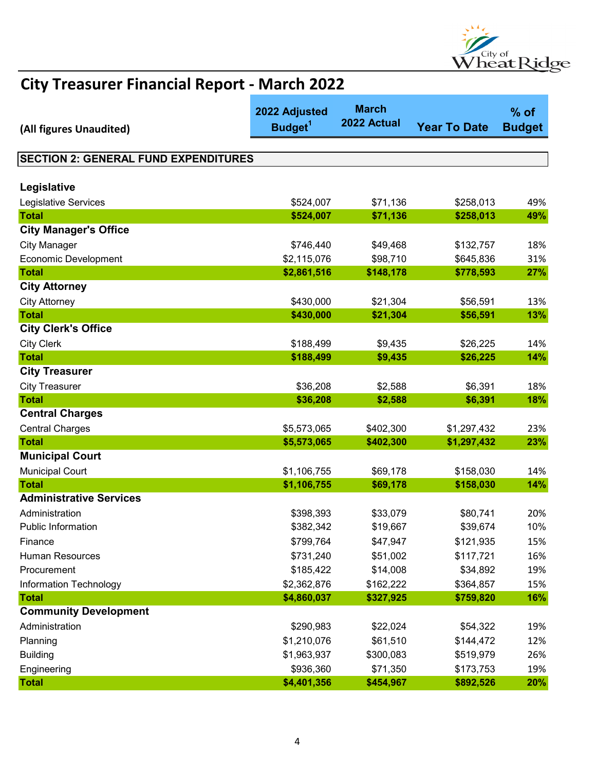# City Treasurer Financial Report - March 2022

| (All figures Unaudited) | 2022 Adjusted Budget[1] | March 2022 Actual | Year To Date | % of Budget |
|---|---|---|---|---|
| **SECTION 2: GENERAL FUND EXPENDITURES** | | | | |
| **Legislative** | | | | |
| Legislative Services | $524,007 | $71,136 | $258,013 | 49% |
| **Total** | **$524,007** | **$71,136** | **$258,013** | **49%** |
| **City Manager's Office** | | | | |
| City Manager | $746,440 | $49,468 | $132,757 | 18% |
| Economic Development | $2,115,076 | $98,710 | $645,836 | 31% |
| **Total** | **$2,861,516** | **$148,178** | **$778,593** | **27%** |
| **City Attorney** | | | | |
| City Attorney | $430,000 | $21,304 | $56,591 | 13% |
| **Total** | **$430,000** | **$21,304** | **$56,591** | **13%** |
| **City Clerk's Office** | | | | |
| City Clerk | $188,499 | $9,435 | $26,225 | 14% |
| **Total** | **$188,499** | **$9,435** | **$26,225** | **14%** |
| **City Treasurer** | | | | |
| City Treasurer | $36,208 | $2,588 | $6,391 | 18% |
| **Total** | **$36,208** | **$2,588** | **$6,391** | **18%** |
| **Central Charges** | | | | |
| Central Charges | $5,573,065 | $402,300 | $1,297,432 | 23% |
| **Total** | **$5,573,065** | **$402,300** | **$1,297,432** | **23%** |
| **Municipal Court** | | | | |
| Municipal Court | $1,106,755 | $69,178 | $158,030 | 14% |
| **Total** | **$1,106,755** | **$69,178** | **$158,030** | **14%** |
| **Administrative Services** | | | | |
| Administration | $398,393 | $33,079 | $80,741 | 20% |
| Public Information | $382,342 | $19,667 | $39,674 | 10% |
| Finance | $799,764 | $47,947 | $121,935 | 15% |
| Human Resources | $731,240 | $51,002 | $117,721 | 16% |
| Procurement | $185,422 | $14,008 | $34,892 | 19% |
| Information Technology | $2,362,876 | $162,222 | $364,857 | 15% |
| **Total** | **$4,860,037** | **$327,925** | **$759,820** | **16%** |
| **Community Development** | | | | |
| Administration | $290,983 | $22,024 | $54,322 | 19% |
| Planning | $1,210,076 | $61,510 | $144,472 | 12% |
| Building | $1,963,937 | $300,083 | $519,979 | 26% |
| Engineering | $936,360 | $71,350 | $173,753 | 19% |
| **Total** | **$4,401,356** | **$454,967** | **$892,526** | **20%** |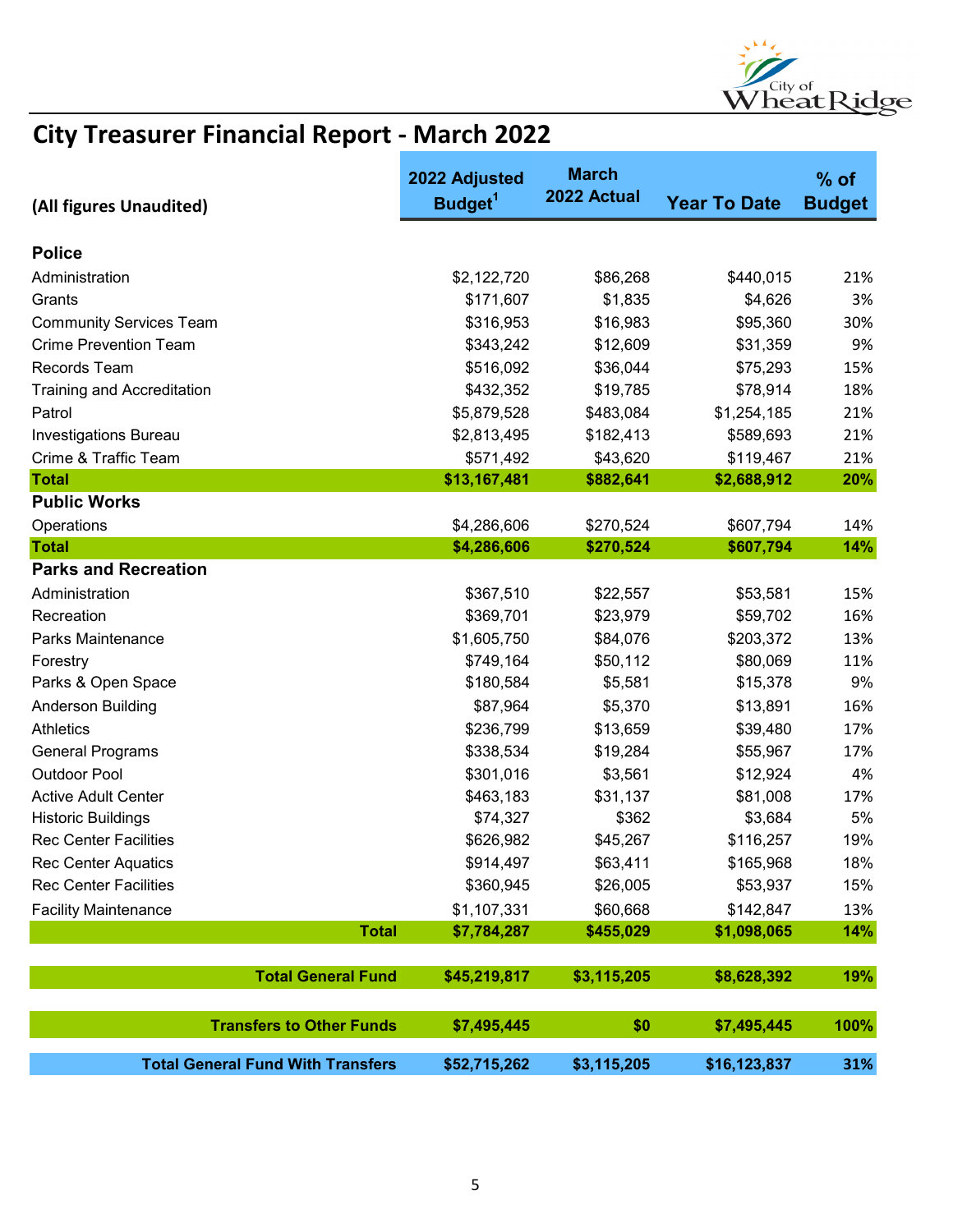# City Treasurer Financial Report - March 2022

| (All figures Unaudited) | 2022 Adjusted Budget[1] | March 2022 Actual | Year To Date | % of Budget |
|---|---|---|---|---|
| **Police** | | | | |
| Administration | $2,122,720 | $86,268 | $440,015 | 21% |
| Grants | $171,607 | $1,835 | $4,626 | 3% |
| Community Services Team | $316,953 | $16,983 | $95,360 | 30% |
| Crime Prevention Team | $343,242 | $12,609 | $31,359 | 9% |
| Records Team | $516,092 | $36,044 | $75,293 | 15% |
| Training and Accreditation | $432,352 | $19,785 | $78,914 | 18% |
| Patrol | $5,879,528 | $483,084 | $1,254,185 | 21% |
| Investigations Bureau | $2,813,495 | $182,413 | $589,693 | 21% |
| Crime & Traffic Team | $571,492 | $43,620 | $119,467 | 21% |
| **Total** | **$13,167,481** | **$882,641** | **$2,688,912** | **20%** |
| **Public Works** | | | | |
| Operations | $4,286,606 | $270,524 | $607,794 | 14% |
| **Total** | **$4,286,606** | **$270,524** | **$607,794** | **14%** |
| **Parks and Recreation** | | | | |
| Administration | $367,510 | $22,557 | $53,581 | 15% |
| Recreation | $369,701 | $23,979 | $59,702 | 16% |
| Parks Maintenance | $1,605,750 | $84,076 | $203,372 | 13% |
| Forestry | $749,164 | $50,112 | $80,069 | 11% |
| Parks & Open Space | $180,584 | $5,581 | $15,378 | 9% |
| Anderson Building | $87,964 | $5,370 | $13,891 | 16% |
| Athletics | $236,799 | $13,659 | $39,480 | 17% |
| General Programs | $338,534 | $19,284 | $55,967 | 17% |
| Outdoor Pool | $301,016 | $3,561 | $12,924 | 4% |
| Active Adult Center | $463,183 | $31,137 | $81,008 | 17% |
| Historic Buildings | $74,327 | $362 | $3,684 | 5% |
| Rec Center Facilities | $626,982 | $45,267 | $116,257 | 19% |
| Rec Center Aquatics | $914,497 | $63,411 | $165,968 | 18% |
| Rec Center Facilities | $360,945 | $26,005 | $53,937 | 15% |
| Facility Maintenance | $1,107,331 | $60,668 | $142,847 | 13% |
| **Total** | **$7,784,287** | **$455,029** | **$1,098,065** | **14%** |
| **Total General Fund** | **$45,219,817** | **$3,115,205** | **$8,628,392** | **19%** |
| **Transfers to Other Funds** | **$7,495,445** | **$0** | **$7,495,445** | **100%** |
| **Total General Fund With Transfers** | **$52,715,262** | **$3,115,205** | **$16,123,837** | **31%** |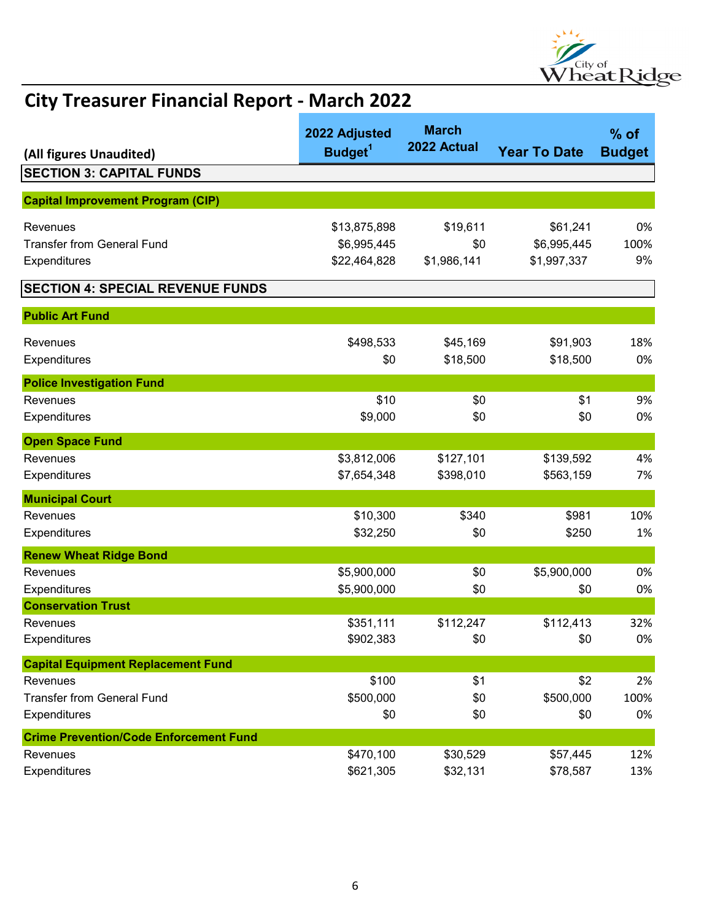# City Treasurer Financial Report - March 2022

| (All figures Unaudited) | 2022 Adjusted Budget[1] | March 2022 Actual | Year To Date | % of Budget |
|---|---|---|---|---|
| **SECTION 3: CAPITAL FUNDS** | | | | |
| **Capital Improvement Program (CIP)** | | | | |
| Revenues | $13,875,898 | $19,611 | $61,241 | 0% |
| Transfer from General Fund | $6,995,445 | $0 | $6,995,445 | 100% |
| Expenditures | $22,464,828 | $1,986,141 | $1,997,337 | 9% |
| **SECTION 4: SPECIAL REVENUE FUNDS** | | | | |
| **Public Art Fund** | | | | |
| Revenues | $498,533 | $45,169 | $91,903 | 18% |
| Expenditures | $0 | $18,500 | $18,500 | 0% |
| **Police Investigation Fund** | | | | |
| Revenues | $10 | $0 | $1 | 9% |
| Expenditures | $9,000 | $0 | $0 | 0% |
| **Open Space Fund** | | | | |
| Revenues | $3,812,006 | $127,101 | $139,592 | 4% |
| Expenditures | $7,654,348 | $398,010 | $563,159 | 7% |
| **Municipal Court** | | | | |
| Revenues | $10,300 | $340 | $981 | 10% |
| Expenditures | $32,250 | $0 | $250 | 1% |
| **Renew Wheat Ridge Bond** | | | | |
| Revenues | $5,900,000 | $0 | $5,900,000 | 0% |
| Expenditures | $5,900,000 | $0 | $0 | 0% |
| **Conservation Trust** | | | | |
| Revenues | $351,111 | $112,247 | $112,413 | 32% |
| Expenditures | $902,383 | $0 | $0 | 0% |
| **Capital Equipment Replacement Fund** | | | | |
| Revenues | $100 | $1 | $2 | 2% |
| Transfer from General Fund | $500,000 | $0 | $500,000 | 100% |
| Expenditures | $0 | $0 | $0 | 0% |
| **Crime Prevention/Code Enforcement Fund** | | | | |
| Revenues | $470,100 | $30,529 | $57,445 | 12% |
| Expenditures | $621,305 | $32,131 | $78,587 | 13% |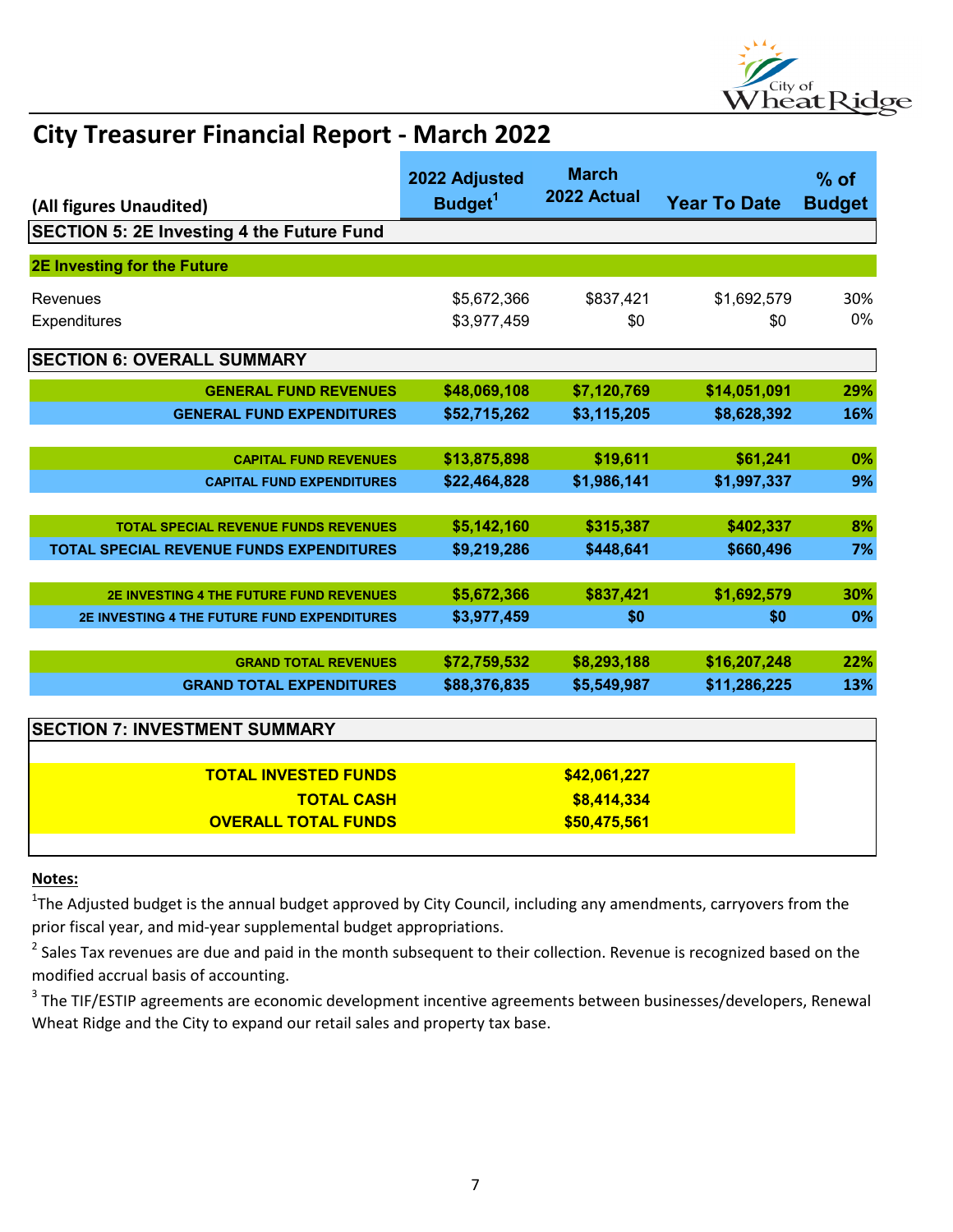# City Treasurer Financial Report - March 2022

| (All figures Unaudited) | 2022 Adjusted Budget[1] | March 2022 Actual | Year To Date | % of Budget |
|---|---|---|---|---|
| **SECTION 5: 2E Investing 4 the Future Fund** | | | | |
| **2E Investing for the Future** | | | | |
| Revenues | $5,672,366 | $837,421 | $1,692,579 | 30% |
| Expenditures | $3,977,459 | $0 | $0 | 0% |
| **SECTION 6: OVERALL SUMMARY** | | | | |
| **GENERAL FUND REVENUES** | **$48,069,108** | **$7,120,769** | **$14,051,091** | **29%** |
| **GENERAL FUND EXPENDITURES** | **$52,715,262** | **$3,115,205** | **$8,628,392** | **16%** |
| **CAPITAL FUND REVENUES** | **$13,875,898** | **$19,611** | **$61,241** | **0%** |
| **CAPITAL FUND EXPENDITURES** | **$22,464,828** | **$1,986,141** | **$1,997,337** | **9%** |
| **TOTAL SPECIAL REVENUE FUNDS REVENUES** | **$5,142,160** | **$315,387** | **$402,337** | **8%** |
| **TOTAL SPECIAL REVENUE FUNDS EXPENDITURES** | **$9,219,286** | **$448,641** | **$660,496** | **7%** |
| **2E INVESTING 4 THE FUTURE FUND REVENUES** | **$5,672,366** | **$837,421** | **$1,692,579** | **30%** |
| **2E INVESTING 4 THE FUTURE FUND EXPENDITURES** | **$3,977,459** | **$0** | **$0** | **0%** |
| **GRAND TOTAL REVENUES** | **$72,759,532** | **$8,293,188** | **$16,207,248** | **22%** |
| **GRAND TOTAL EXPENDITURES** | **$88,376,835** | **$5,549,987** | **$11,286,225** | **13%** |

## SECTION 7: INVESTMENT SUMMARY

| | |
|---|---|
| **TOTAL INVESTED FUNDS** | **$42,061,227** |
| **TOTAL CASH** | **$8,414,334** |
| **OVERALL TOTAL FUNDS** | **$50,475,561** |

**Notes:**

[1] The Adjusted budget is the annual budget approved by City Council, including any amendments, carryovers from the prior fiscal year, and mid-year supplemental budget appropriations.

[2] Sales Tax revenues are due and paid in the month subsequent to their collection. Revenue is recognized based on the modified accrual basis of accounting.

[3] The TIF/ESTIP agreements are economic development incentive agreements between businesses/developers, Renewal Wheat Ridge and the City to expand our retail sales and property tax base.